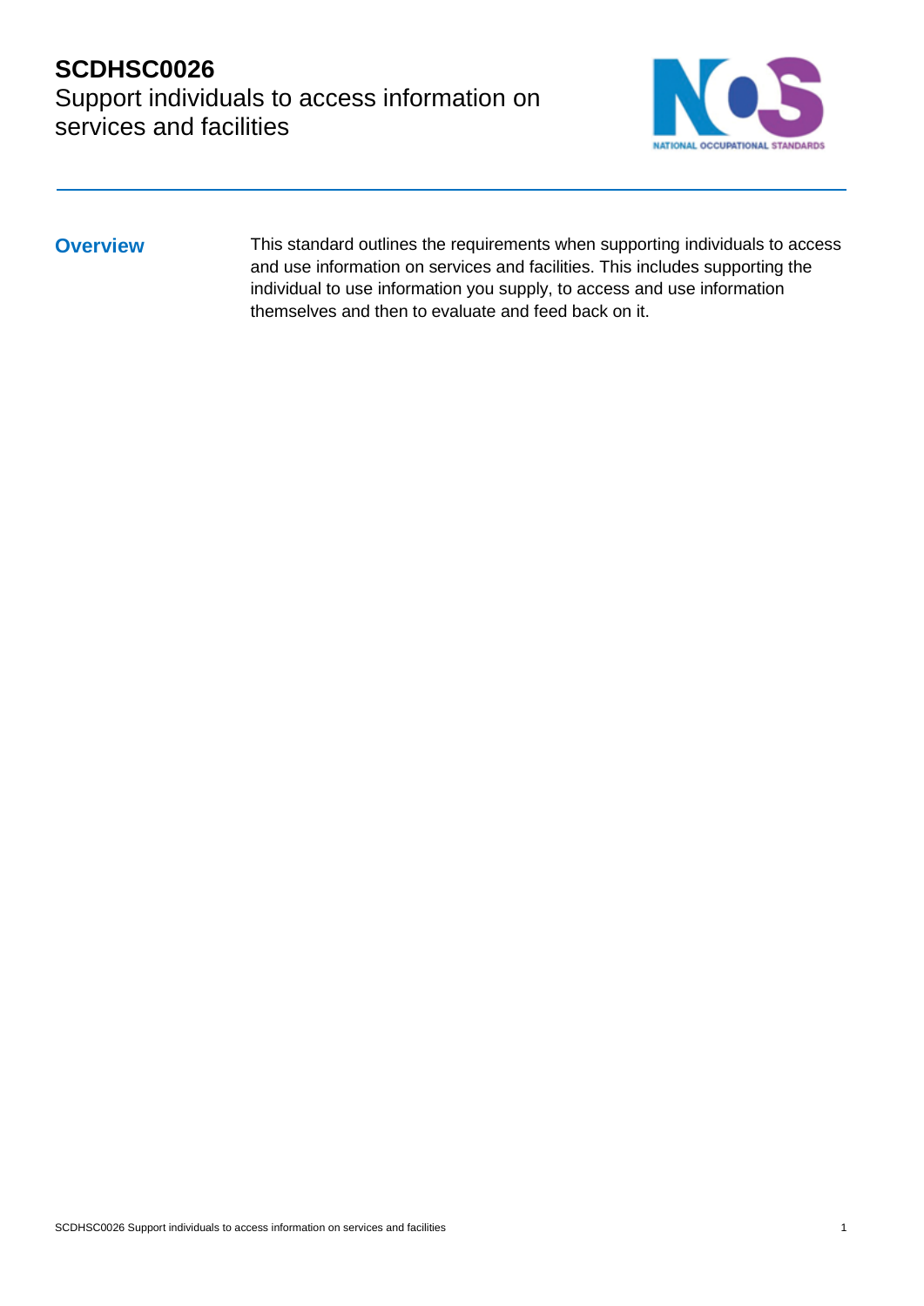# SCDHSC0026
## Support individuals to access information on services and facilities

### Overview

This standard outlines the requirements when supporting individuals to access and use information on services and facilities. This includes supporting the individual to use information you supply, to access and use information themselves and then to evaluate and feed back on it.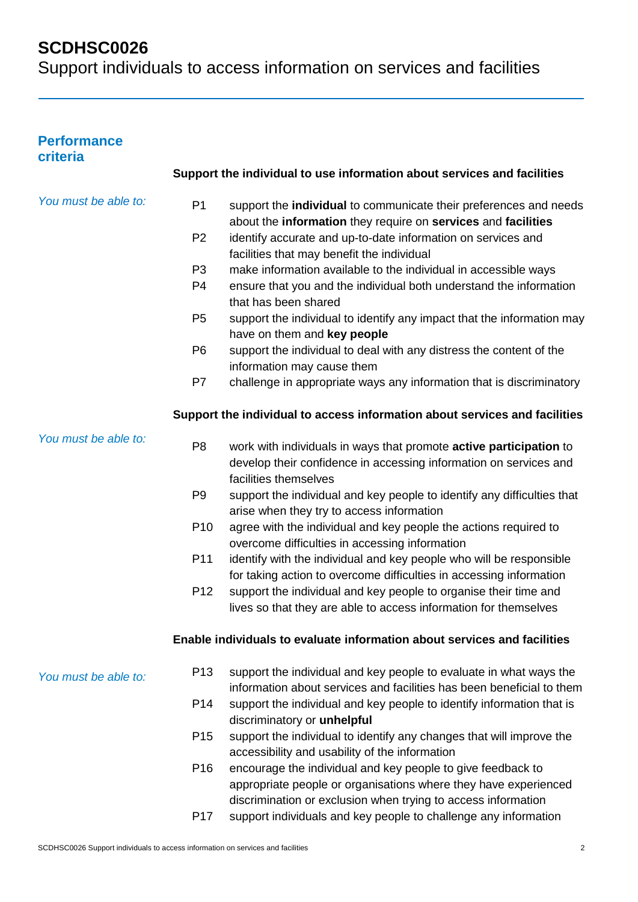# SCDHSC0026
Support individuals to access information on services and facilities

## Performance criteria

### Support the individual to use information about services and facilities

*You must be able to:*

- P1 support the **individual** to communicate their preferences and needs about the **information** they require on **services** and **facilities**
- P2 identify accurate and up-to-date information on services and facilities that may benefit the individual
- P3 make information available to the individual in accessible ways
- P4 ensure that you and the individual both understand the information that has been shared
- P5 support the individual to identify any impact that the information may have on them and **key people**
- P6 support the individual to deal with any distress the content of the information may cause them
- P7 challenge in appropriate ways any information that is discriminatory

### Support the individual to access information about services and facilities

*You must be able to:*

- P8 work with individuals in ways that promote **active participation** to develop their confidence in accessing information on services and facilities themselves
- P9 support the individual and key people to identify any difficulties that arise when they try to access information
- P10 agree with the individual and key people the actions required to overcome difficulties in accessing information
- P11 identify with the individual and key people who will be responsible for taking action to overcome difficulties in accessing information
- P12 support the individual and key people to organise their time and lives so that they are able to access information for themselves

### Enable individuals to evaluate information about services and facilities

*You must be able to:*

- P13 support the individual and key people to evaluate in what ways the information about services and facilities has been beneficial to them
- P14 support the individual and key people to identify information that is discriminatory or **unhelpful**
- P15 support the individual to identify any changes that will improve the accessibility and usability of the information
- P16 encourage the individual and key people to give feedback to appropriate people or organisations where they have experienced discrimination or exclusion when trying to access information
- P17 support individuals and key people to challenge any information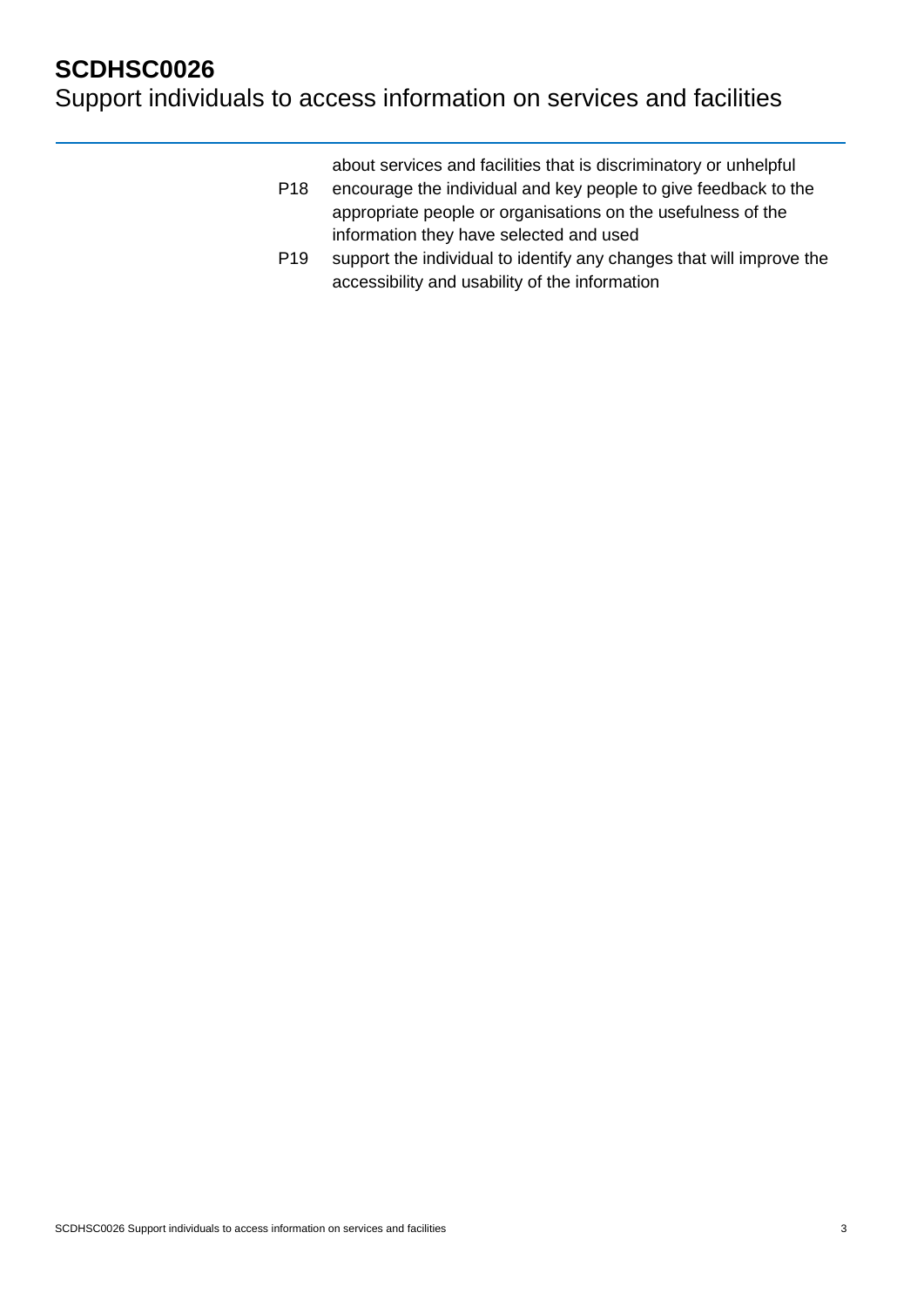about services and facilities that is discriminatory or unhelpful

P18 encourage the individual and key people to give feedback to the appropriate people or organisations on the usefulness of the information they have selected and used

P19 support the individual to identify any changes that will improve the accessibility and usability of the information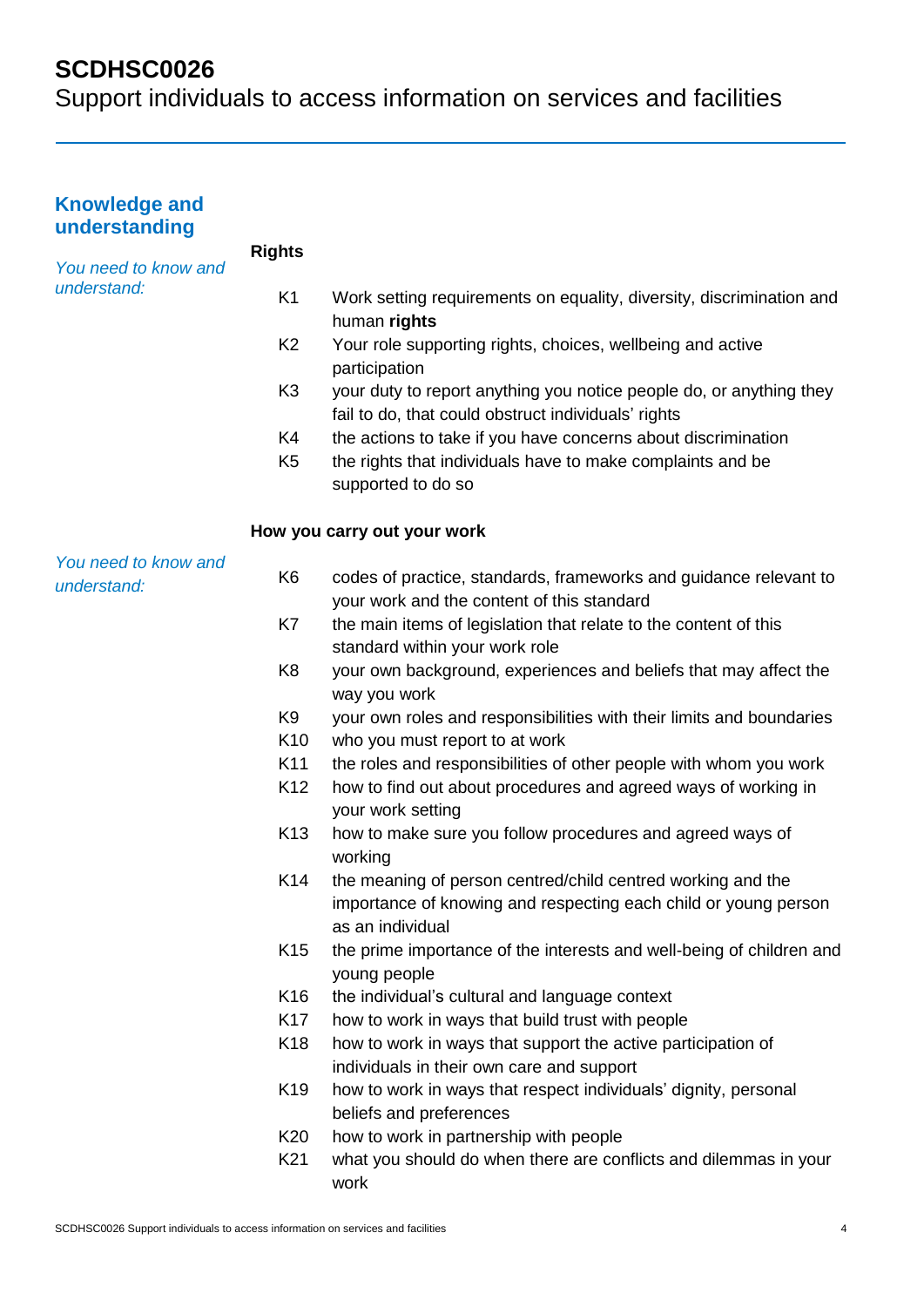# SCDHSC0026
Support individuals to access information on services and facilities

## Knowledge and understanding

### Rights

*You need to know and understand:*

- K1 Work setting requirements on equality, diversity, discrimination and human **rights**
- K2 Your role supporting rights, choices, wellbeing and active participation
- K3 your duty to report anything you notice people do, or anything they fail to do, that could obstruct individuals' rights
- K4 the actions to take if you have concerns about discrimination
- K5 the rights that individuals have to make complaints and be supported to do so

### How you carry out your work

*You need to know and understand:*

- K6 codes of practice, standards, frameworks and guidance relevant to your work and the content of this standard
- K7 the main items of legislation that relate to the content of this standard within your work role
- K8 your own background, experiences and beliefs that may affect the way you work
- K9 your own roles and responsibilities with their limits and boundaries
- K10 who you must report to at work
- K11 the roles and responsibilities of other people with whom you work
- K12 how to find out about procedures and agreed ways of working in your work setting
- K13 how to make sure you follow procedures and agreed ways of working
- K14 the meaning of person centred/child centred working and the importance of knowing and respecting each child or young person as an individual
- K15 the prime importance of the interests and well-being of children and young people
- K16 the individual's cultural and language context
- K17 how to work in ways that build trust with people
- K18 how to work in ways that support the active participation of individuals in their own care and support
- K19 how to work in ways that respect individuals' dignity, personal beliefs and preferences
- K20 how to work in partnership with people
- K21 what you should do when there are conflicts and dilemmas in your work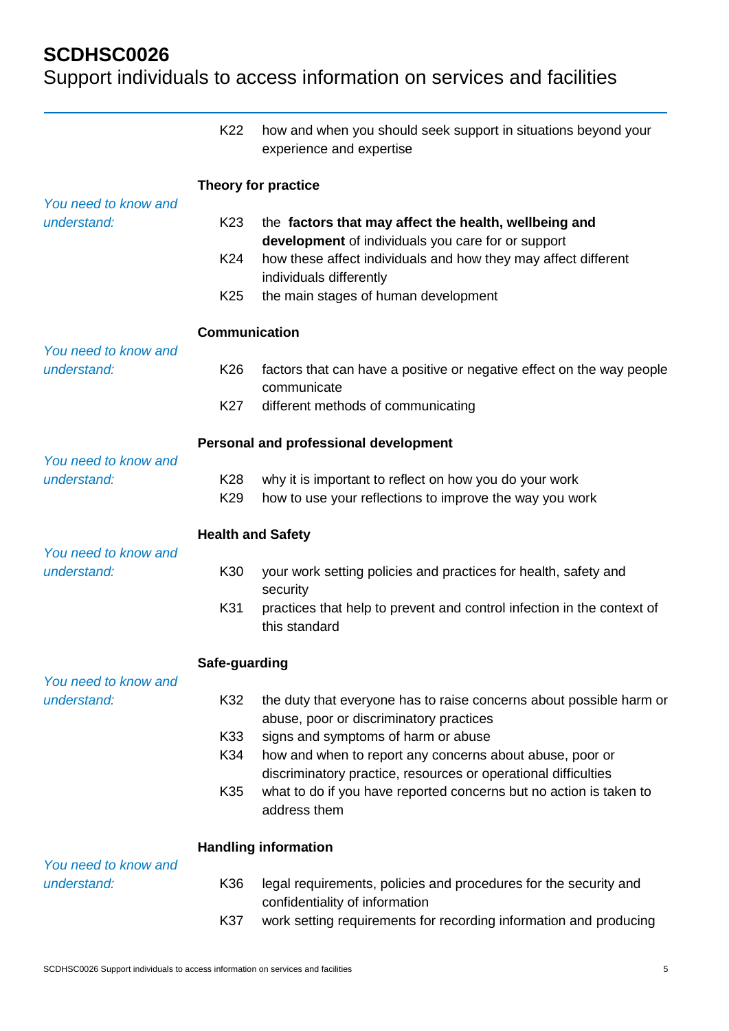| | | |
|---|---|---|
| | K22 | how and when you should seek support in situations beyond your experience and expertise |

**Theory for practice**

*You need to know and understand:*

| | |
|---|---|
| K23 | the **factors that may affect the health, wellbeing and development** of individuals you care for or support |
| K24 | how these affect individuals and how they may affect different individuals differently |
| K25 | the main stages of human development |

**Communication**

*You need to know and understand:*

| | |
|---|---|
| K26 | factors that can have a positive or negative effect on the way people communicate |
| K27 | different methods of communicating |

**Personal and professional development**

*You need to know and understand:*

| | |
|---|---|
| K28 | why it is important to reflect on how you do your work |
| K29 | how to use your reflections to improve the way you work |

**Health and Safety**

*You need to know and understand:*

| | |
|---|---|
| K30 | your work setting policies and practices for health, safety and security |
| K31 | practices that help to prevent and control infection in the context of this standard |

**Safe-guarding**

*You need to know and understand:*

| | |
|---|---|
| K32 | the duty that everyone has to raise concerns about possible harm or abuse, poor or discriminatory practices |
| K33 | signs and symptoms of harm or abuse |
| K34 | how and when to report any concerns about abuse, poor or discriminatory practice, resources or operational difficulties |
| K35 | what to do if you have reported concerns but no action is taken to address them |

**Handling information**

*You need to know and understand:*

| | |
|---|---|
| K36 | legal requirements, policies and procedures for the security and confidentiality of information |
| K37 | work setting requirements for recording information and producing |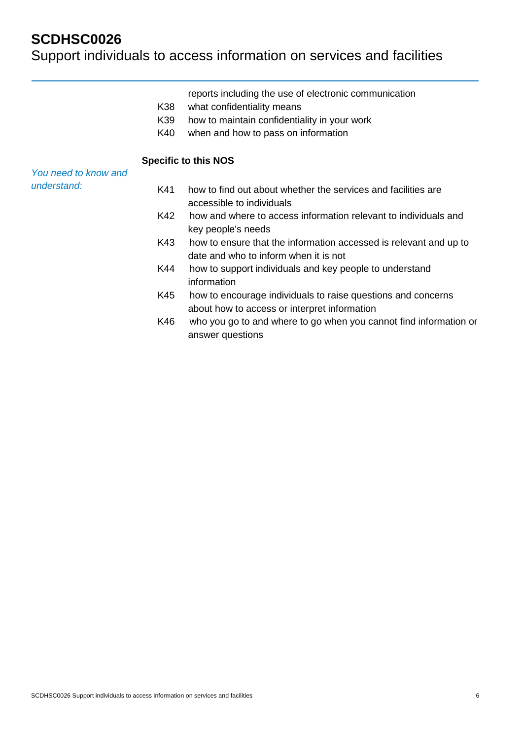reports including the use of electronic communication

K38 what confidentiality means

K39 how to maintain confidentiality in your work

K40 when and how to pass on information

**Specific to this NOS**

*You need to know and understand:*

K41 how to find out about whether the services and facilities are accessible to individuals

K42 how and where to access information relevant to individuals and key people's needs

K43 how to ensure that the information accessed is relevant and up to date and who to inform when it is not

K44 how to support individuals and key people to understand information

K45 how to encourage individuals to raise questions and concerns about how to access or interpret information

K46 who you go to and where to go when you cannot find information or answer questions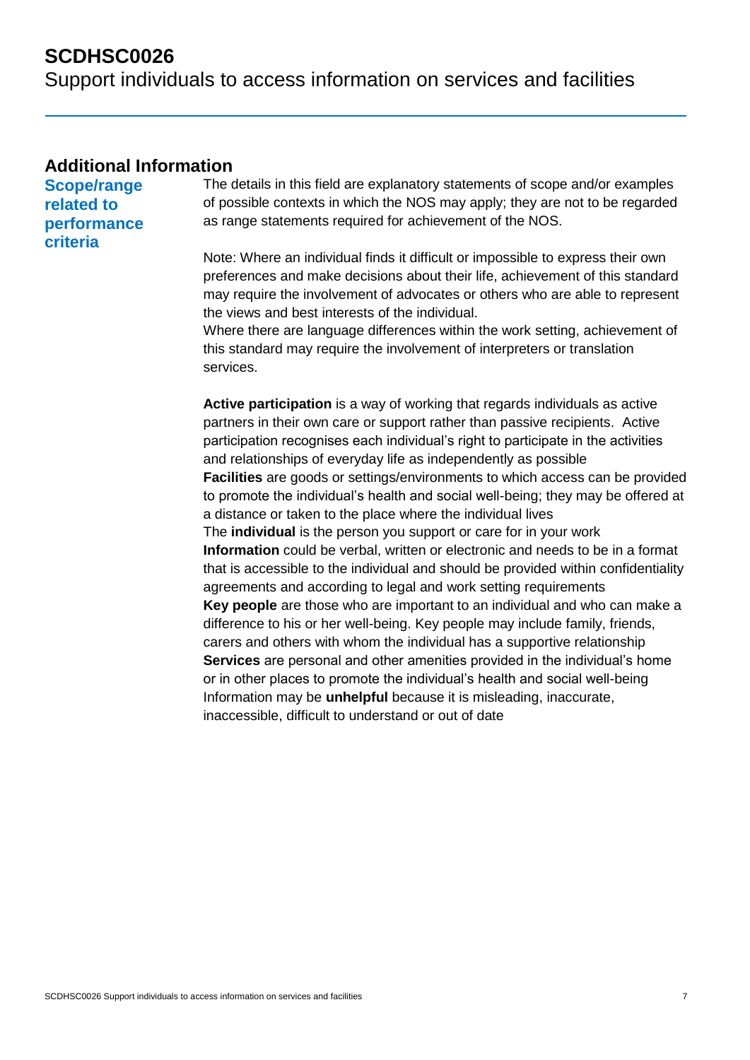# SCDHSC0026
Support individuals to access information on services and facilities

## Additional Information

### Scope/range related to performance criteria

The details in this field are explanatory statements of scope and/or examples of possible contexts in which the NOS may apply; they are not to be regarded as range statements required for achievement of the NOS.

Note: Where an individual finds it difficult or impossible to express their own preferences and make decisions about their life, achievement of this standard may require the involvement of advocates or others who are able to represent the views and best interests of the individual.
Where there are language differences within the work setting, achievement of this standard may require the involvement of interpreters or translation services.

**Active participation** is a way of working that regards individuals as active partners in their own care or support rather than passive recipients. Active participation recognises each individual's right to participate in the activities and relationships of everyday life as independently as possible
**Facilities** are goods or settings/environments to which access can be provided to promote the individual's health and social well-being; they may be offered at a distance or taken to the place where the individual lives
The **individual** is the person you support or care for in your work
**Information** could be verbal, written or electronic and needs to be in a format that is accessible to the individual and should be provided within confidentiality agreements and according to legal and work setting requirements
**Key people** are those who are important to an individual and who can make a difference to his or her well-being. Key people may include family, friends, carers and others with whom the individual has a supportive relationship
**Services** are personal and other amenities provided in the individual's home or in other places to promote the individual's health and social well-being
Information may be **unhelpful** because it is misleading, inaccurate, inaccessible, difficult to understand or out of date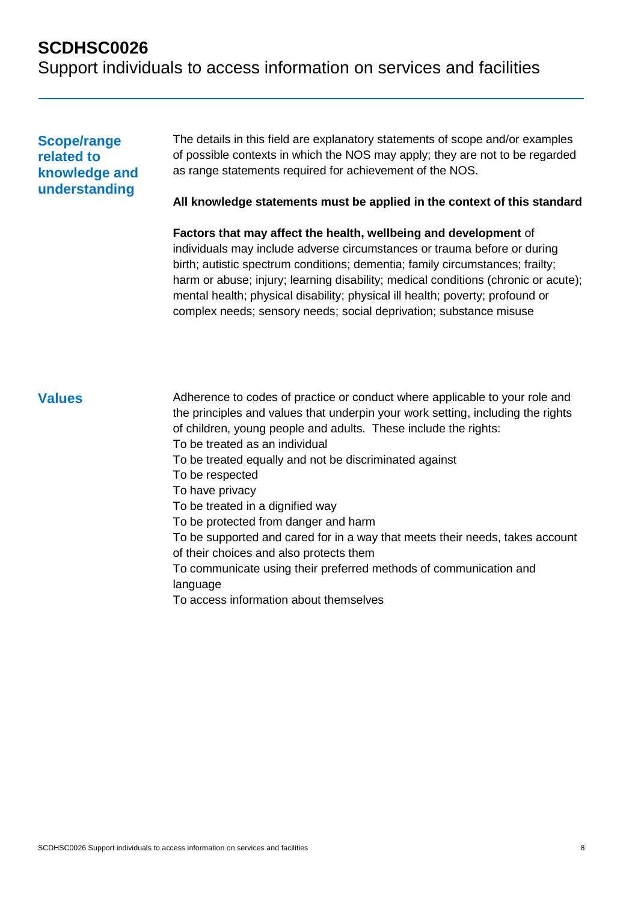# SCDHSC0026

Support individuals to access information on services and facilities

## Scope/range related to knowledge and understanding

The details in this field are explanatory statements of scope and/or examples of possible contexts in which the NOS may apply; they are not to be regarded as range statements required for achievement of the NOS.

**All knowledge statements must be applied in the context of this standard**

**Factors that may affect the health, wellbeing and development** of individuals may include adverse circumstances or trauma before or during birth; autistic spectrum conditions; dementia; family circumstances; frailty; harm or abuse; injury; learning disability; medical conditions (chronic or acute); mental health; physical disability; physical ill health; poverty; profound or complex needs; sensory needs; social deprivation; substance misuse

## Values

Adherence to codes of practice or conduct where applicable to your role and the principles and values that underpin your work setting, including the rights of children, young people and adults. These include the rights:

To be treated as an individual
To be treated equally and not be discriminated against
To be respected
To have privacy
To be treated in a dignified way
To be protected from danger and harm
To be supported and cared for in a way that meets their needs, takes account of their choices and also protects them
To communicate using their preferred methods of communication and language
To access information about themselves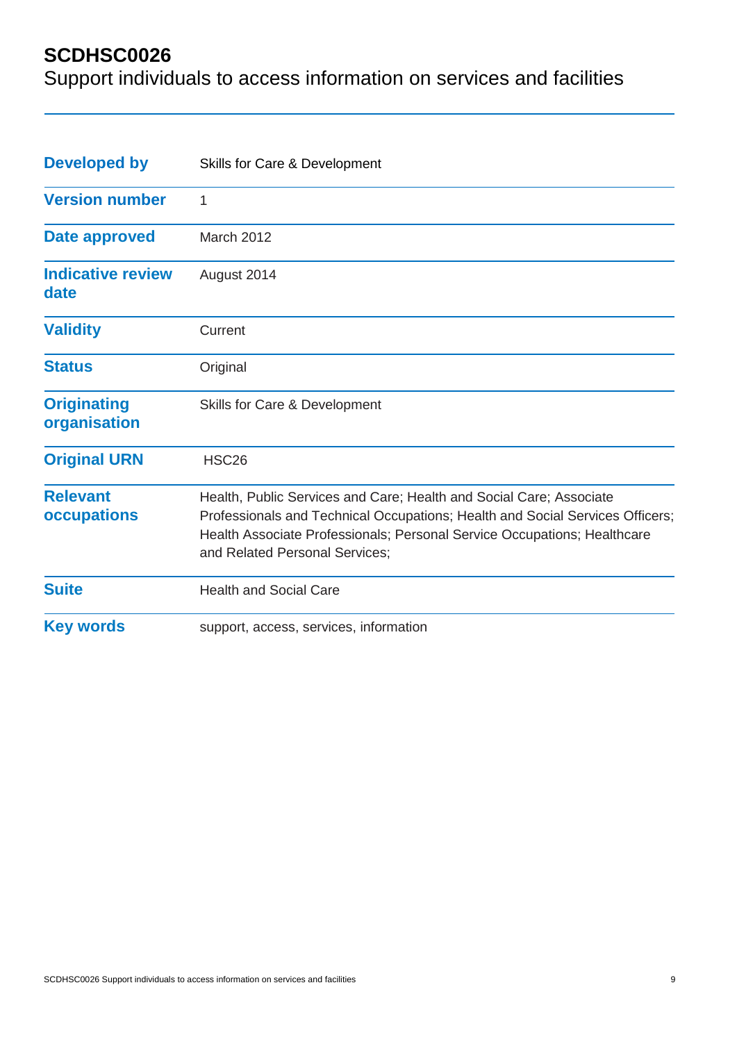# SCDHSC0026

Support individuals to access information on services and facilities

| | |
|---|---|
| **Developed by** | Skills for Care & Development |
| **Version number** | 1 |
| **Date approved** | March 2012 |
| **Indicative review date** | August 2014 |
| **Validity** | Current |
| **Status** | Original |
| **Originating organisation** | Skills for Care & Development |
| **Original URN** | HSC26 |
| **Relevant occupations** | Health, Public Services and Care; Health and Social Care; Associate Professionals and Technical Occupations; Health and Social Services Officers; Health Associate Professionals; Personal Service Occupations; Healthcare and Related Personal Services; |
| **Suite** | Health and Social Care |
| **Key words** | support, access, services, information |